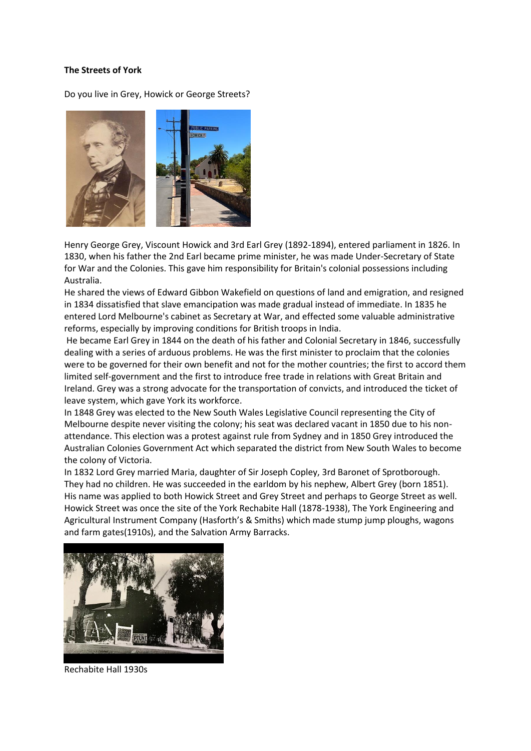**The Streets of York**

Do you live in Grey, Howick or George Streets?

Henry George Grey, Viscount Howick and 3rd Earl Grey (1892-1894), entered parliament in 1826. In 1830, when his father the 2nd Earl became prime minister, he was made Under-Secretary of State for War and the Colonies. This gave him responsibility for Britain's colonial possessions including Australia.

He shared the views of Edward Gibbon Wakefield on questions of land and emigration, and resigned in 1834 dissatisfied that slave emancipation was made gradual instead of immediate. In 1835 he entered Lord Melbourne's cabinet as Secretary at War, and effected some valuable administrative reforms, especially by improving conditions for British troops in India.

He became Earl Grey in 1844 on the death of his father and Colonial Secretary in 1846, successfully dealing with a series of arduous problems. He was the first minister to proclaim that the colonies were to be governed for their own benefit and not for the mother countries; the first to accord them limited self-government and the first to introduce free trade in relations with Great Britain and Ireland. Grey was a strong advocate for the transportation of convicts, and introduced the ticket of leave system, which gave York its workforce.

In 1848 Grey was elected to the New South Wales Legislative Council representing the City of Melbourne despite never visiting the colony; his seat was declared vacant in 1850 due to his non-attendance. This election was a protest against rule from Sydney and in 1850 Grey introduced the Australian Colonies Government Act which separated the district from New South Wales to become the colony of Victoria.

In 1832 Lord Grey married Maria, daughter of Sir Joseph Copley, 3rd Baronet of Sprotborough. They had no children. He was succeeded in the earldom by his nephew, Albert Grey (born 1851). His name was applied to both Howick Street and Grey Street and perhaps to George Street as well. Howick Street was once the site of the York Rechabite Hall (1878-1938), The York Engineering and Agricultural Instrument Company (Hasforth's & Smiths) which made stump jump ploughs, wagons and farm gates(1910s), and the Salvation Army Barracks.

Rechabite Hall 1930s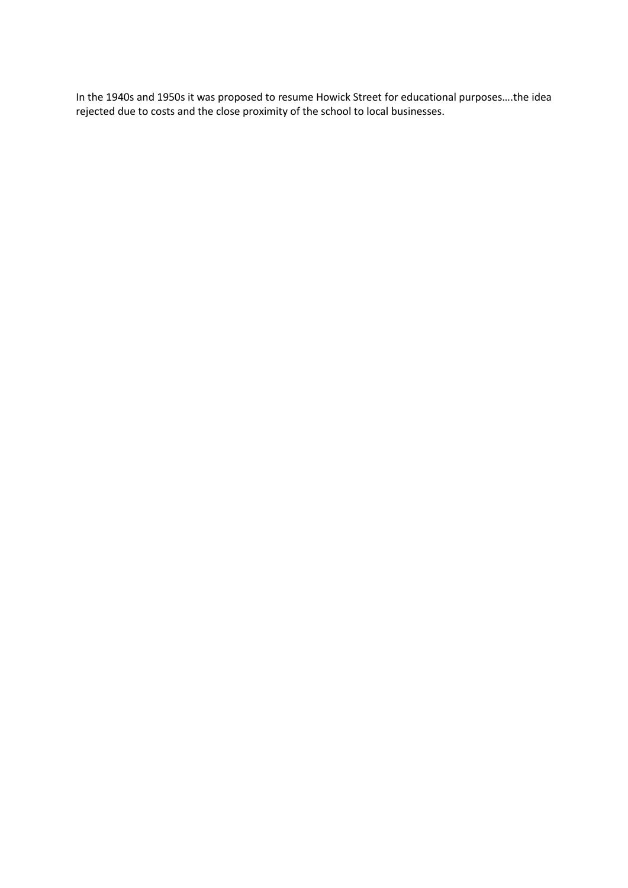In the 1940s and 1950s it was proposed to resume Howick Street for educational purposes….the idea rejected due to costs and the close proximity of the school to local businesses.